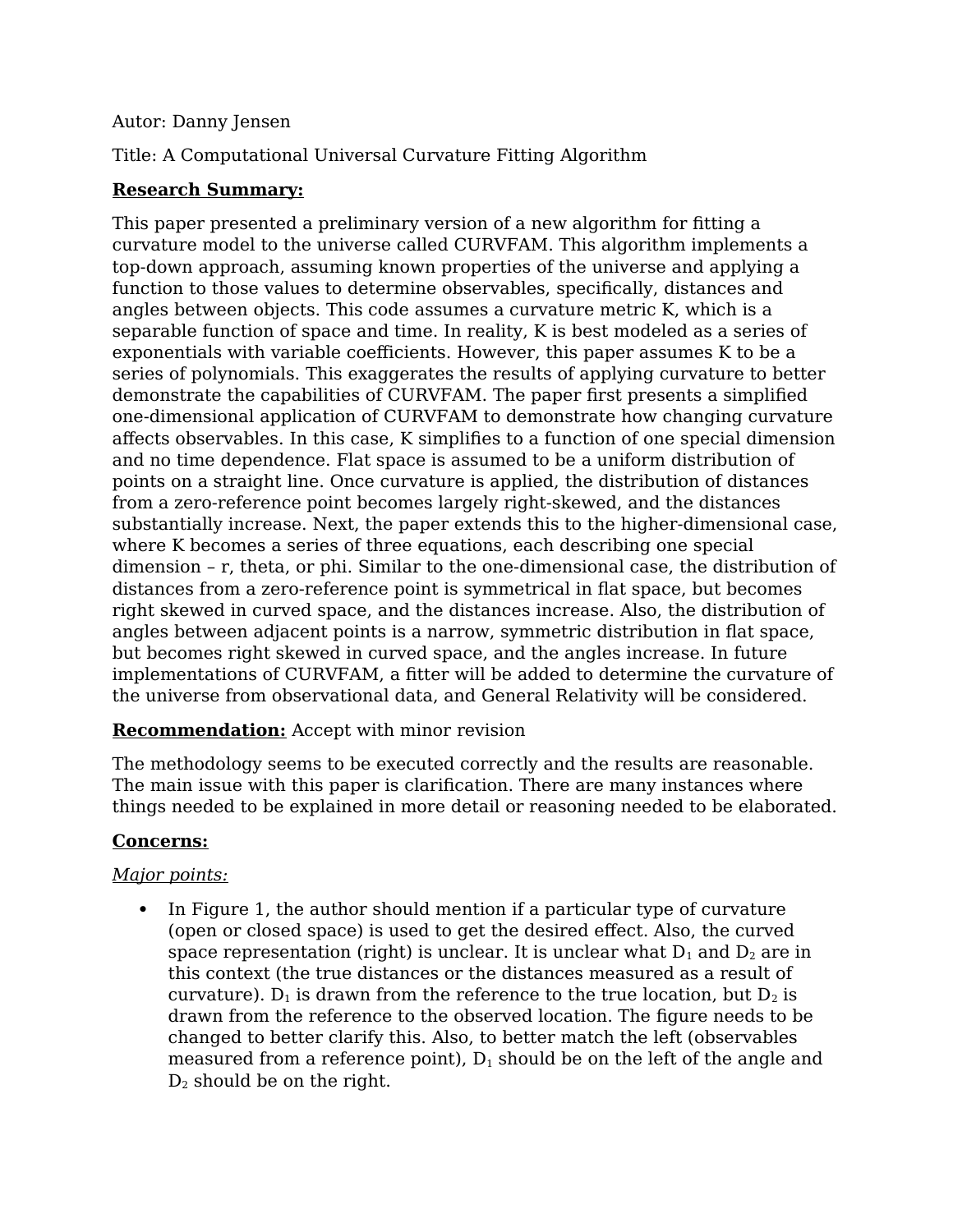Autor: Danny Jensen

Title: A Computational Universal Curvature Fitting Algorithm

**Research Summary:**

This paper presented a preliminary version of a new algorithm for fitting a curvature model to the universe called CURVFAM. This algorithm implements a top-down approach, assuming known properties of the universe and applying a function to those values to determine observables, specifically, distances and angles between objects. This code assumes a curvature metric K, which is a separable function of space and time. In reality, K is best modeled as a series of exponentials with variable coefficients. However, this paper assumes K to be a series of polynomials. This exaggerates the results of applying curvature to better demonstrate the capabilities of CURVFAM. The paper first presents a simplified one-dimensional application of CURVFAM to demonstrate how changing curvature affects observables. In this case, K simplifies to a function of one special dimension and no time dependence. Flat space is assumed to be a uniform distribution of points on a straight line. Once curvature is applied, the distribution of distances from a zero-reference point becomes largely right-skewed, and the distances substantially increase. Next, the paper extends this to the higher-dimensional case, where K becomes a series of three equations, each describing one special dimension – r, theta, or phi. Similar to the one-dimensional case, the distribution of distances from a zero-reference point is symmetrical in flat space, but becomes right skewed in curved space, and the distances increase. Also, the distribution of angles between adjacent points is a narrow, symmetric distribution in flat space, but becomes right skewed in curved space, and the angles increase. In future implementations of CURVFAM, a fitter will be added to determine the curvature of the universe from observational data, and General Relativity will be considered.

**Recommendation:** Accept with minor revision

The methodology seems to be executed correctly and the results are reasonable. The main issue with this paper is clarification. There are many instances where things needed to be explained in more detail or reasoning needed to be elaborated.

**Concerns:**

*Major points:*

- In Figure 1, the author should mention if a particular type of curvature (open or closed space) is used to get the desired effect. Also, the curved space representation (right) is unclear. It is unclear what $D_1$ and $D_2$ are in this context (the true distances or the distances measured as a result of curvature). $D_1$ is drawn from the reference to the true location, but $D_2$ is drawn from the reference to the observed location. The figure needs to be changed to better clarify this. Also, to better match the left (observables measured from a reference point), $D_1$ should be on the left of the angle and $D_2$ should be on the right.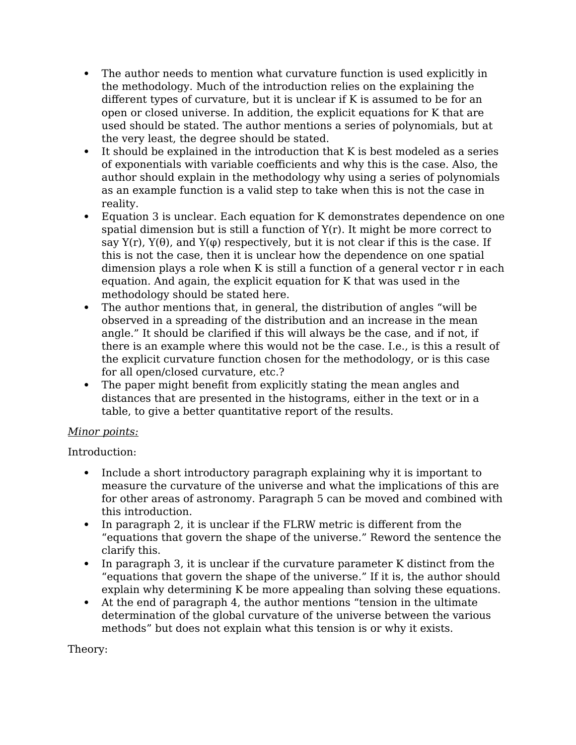- The author needs to mention what curvature function is used explicitly in the methodology. Much of the introduction relies on the explaining the different types of curvature, but it is unclear if K is assumed to be for an open or closed universe. In addition, the explicit equations for K that are used should be stated. The author mentions a series of polynomials, but at the very least, the degree should be stated.
- It should be explained in the introduction that K is best modeled as a series of exponentials with variable coefficients and why this is the case. Also, the author should explain in the methodology why using a series of polynomials as an example function is a valid step to take when this is not the case in reality.
- Equation 3 is unclear. Each equation for K demonstrates dependence on one spatial dimension but is still a function of Y(r). It might be more correct to say Y(r), Y(θ), and Y(φ) respectively, but it is not clear if this is the case. If this is not the case, then it is unclear how the dependence on one spatial dimension plays a role when K is still a function of a general vector r in each equation. And again, the explicit equation for K that was used in the methodology should be stated here.
- The author mentions that, in general, the distribution of angles "will be observed in a spreading of the distribution and an increase in the mean angle." It should be clarified if this will always be the case, and if not, if there is an example where this would not be the case. I.e., is this a result of the explicit curvature function chosen for the methodology, or is this case for all open/closed curvature, etc.?
- The paper might benefit from explicitly stating the mean angles and distances that are presented in the histograms, either in the text or in a table, to give a better quantitative report of the results.

*Minor points:*

Introduction:

- Include a short introductory paragraph explaining why it is important to measure the curvature of the universe and what the implications of this are for other areas of astronomy. Paragraph 5 can be moved and combined with this introduction.
- In paragraph 2, it is unclear if the FLRW metric is different from the "equations that govern the shape of the universe." Reword the sentence the clarify this.
- In paragraph 3, it is unclear if the curvature parameter K distinct from the "equations that govern the shape of the universe." If it is, the author should explain why determining K be more appealing than solving these equations.
- At the end of paragraph 4, the author mentions "tension in the ultimate determination of the global curvature of the universe between the various methods" but does not explain what this tension is or why it exists.

Theory: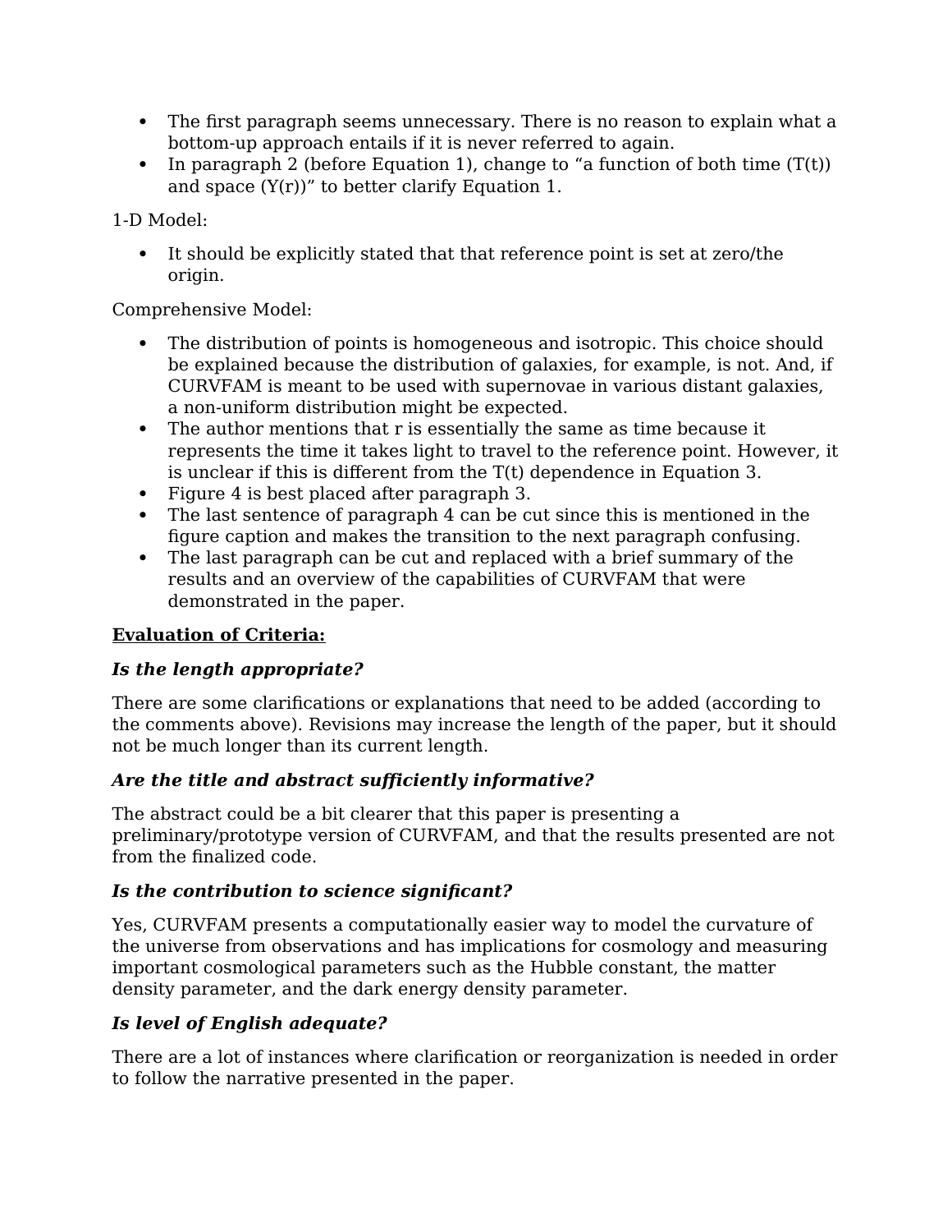- The first paragraph seems unnecessary. There is no reason to explain what a bottom-up approach entails if it is never referred to again.
- In paragraph 2 (before Equation 1), change to "a function of both time (T(t)) and space (Y(r))" to better clarify Equation 1.

1-D Model:

- It should be explicitly stated that that reference point is set at zero/the origin.

Comprehensive Model:

- The distribution of points is homogeneous and isotropic. This choice should be explained because the distribution of galaxies, for example, is not. And, if CURVFAM is meant to be used with supernovae in various distant galaxies, a non-uniform distribution might be expected.
- The author mentions that r is essentially the same as time because it represents the time it takes light to travel to the reference point. However, it is unclear if this is different from the T(t) dependence in Equation 3.
- Figure 4 is best placed after paragraph 3.
- The last sentence of paragraph 4 can be cut since this is mentioned in the figure caption and makes the transition to the next paragraph confusing.
- The last paragraph can be cut and replaced with a brief summary of the results and an overview of the capabilities of CURVFAM that were demonstrated in the paper.

**Evaluation of Criteria:**

***Is the length appropriate?***

There are some clarifications or explanations that need to be added (according to the comments above). Revisions may increase the length of the paper, but it should not be much longer than its current length.

***Are the title and abstract sufficiently informative?***

The abstract could be a bit clearer that this paper is presenting a preliminary/prototype version of CURVFAM, and that the results presented are not from the finalized code.

***Is the contribution to science significant?***

Yes, CURVFAM presents a computationally easier way to model the curvature of the universe from observations and has implications for cosmology and measuring important cosmological parameters such as the Hubble constant, the matter density parameter, and the dark energy density parameter.

***Is level of English adequate?***

There are a lot of instances where clarification or reorganization is needed in order to follow the narrative presented in the paper.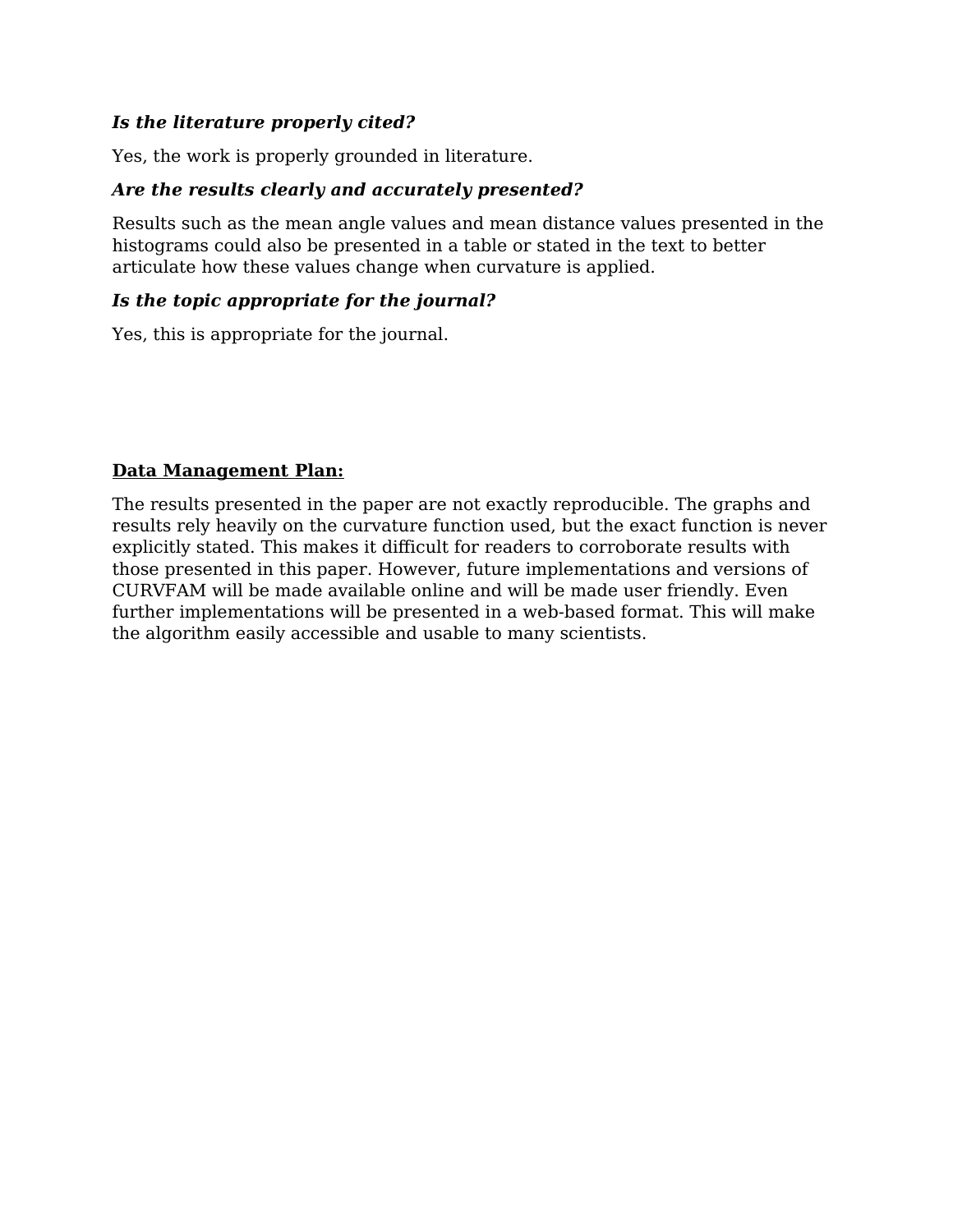***Is the literature properly cited?***

Yes, the work is properly grounded in literature.

***Are the results clearly and accurately presented?***

Results such as the mean angle values and mean distance values presented in the histograms could also be presented in a table or stated in the text to better articulate how these values change when curvature is applied.

***Is the topic appropriate for the journal?***

Yes, this is appropriate for the journal.

**<u>Data Management Plan:</u>**

The results presented in the paper are not exactly reproducible. The graphs and results rely heavily on the curvature function used, but the exact function is never explicitly stated. This makes it difficult for readers to corroborate results with those presented in this paper. However, future implementations and versions of CURVFAM will be made available online and will be made user friendly. Even further implementations will be presented in a web-based format. This will make the algorithm easily accessible and usable to many scientists.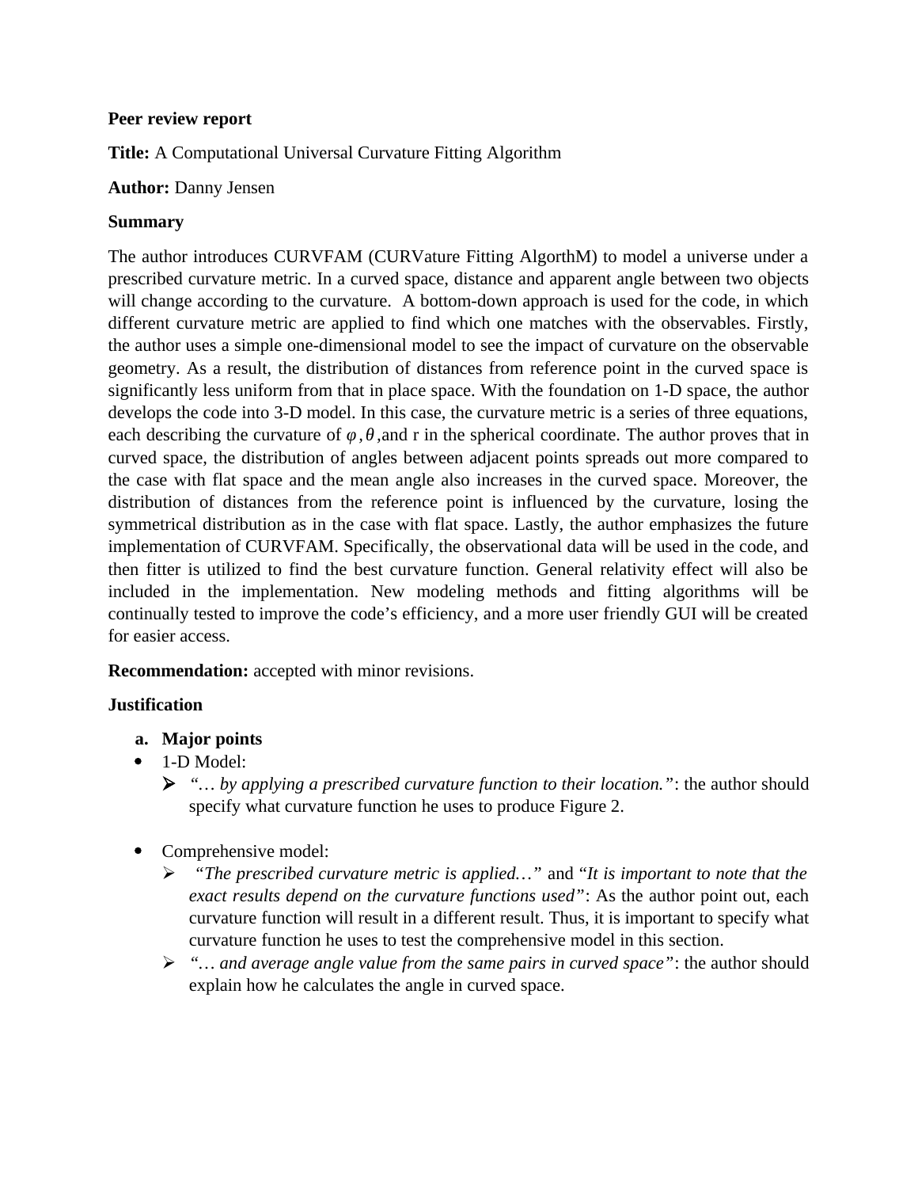**Peer review report**

**Title:** A Computational Universal Curvature Fitting Algorithm

**Author:** Danny Jensen

**Summary**

The author introduces CURVFAM (CURVature Fitting AlgorthM) to model a universe under a prescribed curvature metric. In a curved space, distance and apparent angle between two objects will change according to the curvature. A bottom-down approach is used for the code, in which different curvature metric are applied to find which one matches with the observables. Firstly, the author uses a simple one-dimensional model to see the impact of curvature on the observable geometry. As a result, the distribution of distances from reference point in the curved space is significantly less uniform from that in place space. With the foundation on 1-D space, the author develops the code into 3-D model. In this case, the curvature metric is a series of three equations, each describing the curvature of $\varphi$, $\theta$, and r in the spherical coordinate. The author proves that in curved space, the distribution of angles between adjacent points spreads out more compared to the case with flat space and the mean angle also increases in the curved space. Moreover, the distribution of distances from the reference point is influenced by the curvature, losing the symmetrical distribution as in the case with flat space. Lastly, the author emphasizes the future implementation of CURVFAM. Specifically, the observational data will be used in the code, and then fitter is utilized to find the best curvature function. General relativity effect will also be included in the implementation. New modeling methods and fitting algorithms will be continually tested to improve the code's efficiency, and a more user friendly GUI will be created for easier access.

**Recommendation:** accepted with minor revisions.

**Justification**

**a. Major points**

- 1-D Model:
  - *"… by applying a prescribed curvature function to their location."*: the author should specify what curvature function he uses to produce Figure 2.

- Comprehensive model:
  - *"The prescribed curvature metric is applied…"* and "*It is important to note that the exact results depend on the curvature functions used"*: As the author point out, each curvature function will result in a different result. Thus, it is important to specify what curvature function he uses to test the comprehensive model in this section.
  - *"… and average angle value from the same pairs in curved space"*: the author should explain how he calculates the angle in curved space.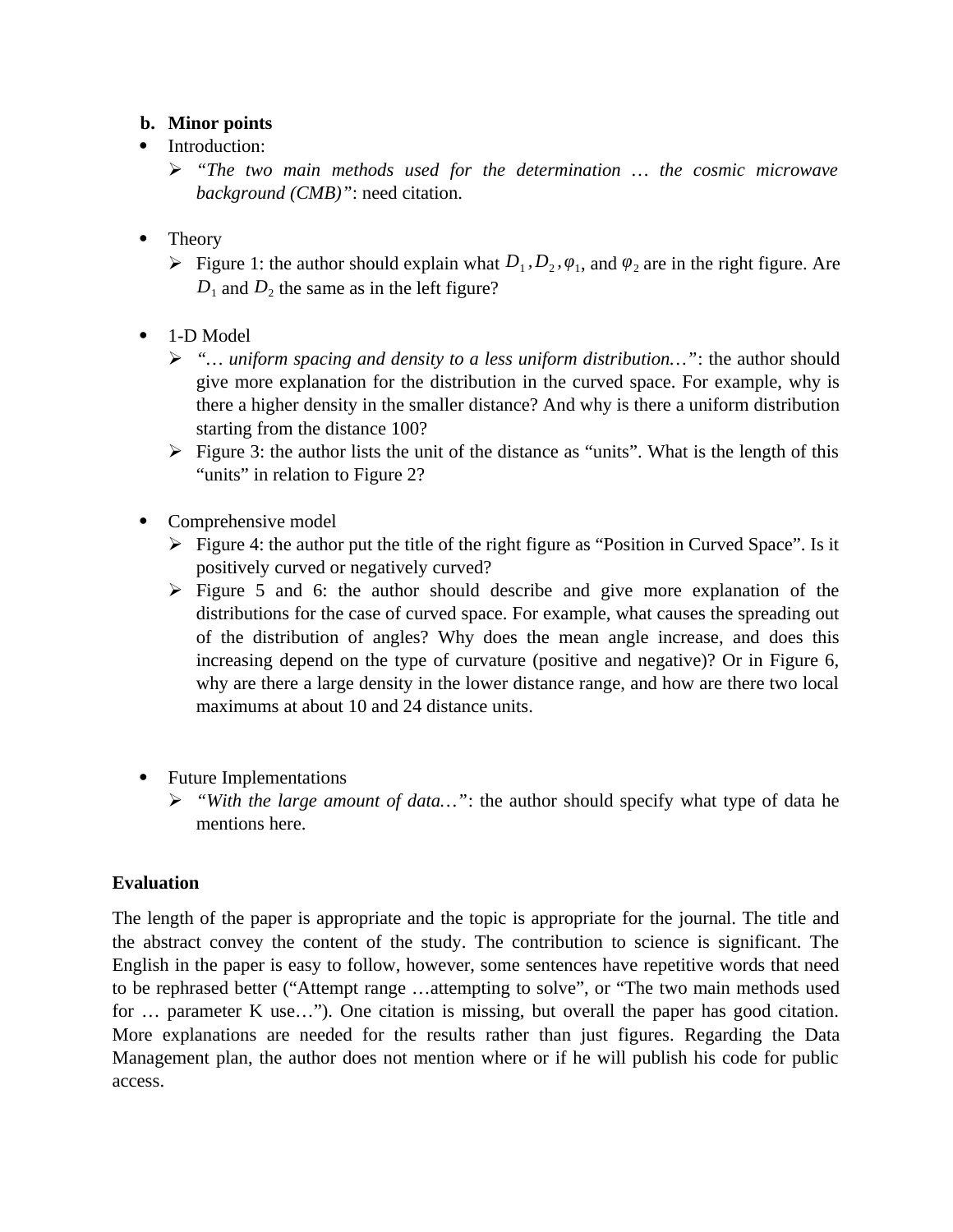**b. Minor points**

- Introduction:
  - *"The two main methods used for the determination … the cosmic microwave background (CMB)"*: need citation.

- Theory
  - Figure 1: the author should explain what $D_1$, $D_2$, $\varphi_1$, and $\varphi_2$ are in the right figure. Are $D_1$ and $D_2$ the same as in the left figure?

- 1-D Model
  - *"… uniform spacing and density to a less uniform distribution…"*: the author should give more explanation for the distribution in the curved space. For example, why is there a higher density in the smaller distance? And why is there a uniform distribution starting from the distance 100?
  - Figure 3: the author lists the unit of the distance as "units". What is the length of this "units" in relation to Figure 2?

- Comprehensive model
  - Figure 4: the author put the title of the right figure as "Position in Curved Space". Is it positively curved or negatively curved?
  - Figure 5 and 6: the author should describe and give more explanation of the distributions for the case of curved space. For example, what causes the spreading out of the distribution of angles? Why does the mean angle increase, and does this increasing depend on the type of curvature (positive and negative)? Or in Figure 6, why are there a large density in the lower distance range, and how are there two local maximums at about 10 and 24 distance units.

- Future Implementations
  - *"With the large amount of data…"*: the author should specify what type of data he mentions here.

**Evaluation**

The length of the paper is appropriate and the topic is appropriate for the journal. The title and the abstract convey the content of the study. The contribution to science is significant. The English in the paper is easy to follow, however, some sentences have repetitive words that need to be rephrased better ("Attempt range …attempting to solve", or "The two main methods used for … parameter K use…"). One citation is missing, but overall the paper has good citation. More explanations are needed for the results rather than just figures. Regarding the Data Management plan, the author does not mention where or if he will publish his code for public access.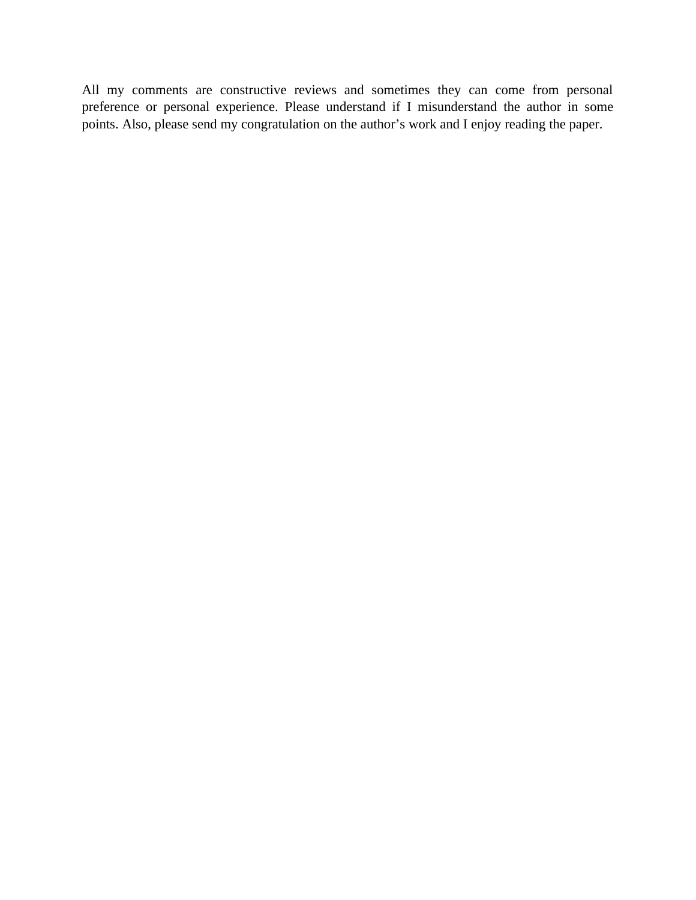All my comments are constructive reviews and sometimes they can come from personal preference or personal experience. Please understand if I misunderstand the author in some points. Also, please send my congratulation on the author's work and I enjoy reading the paper.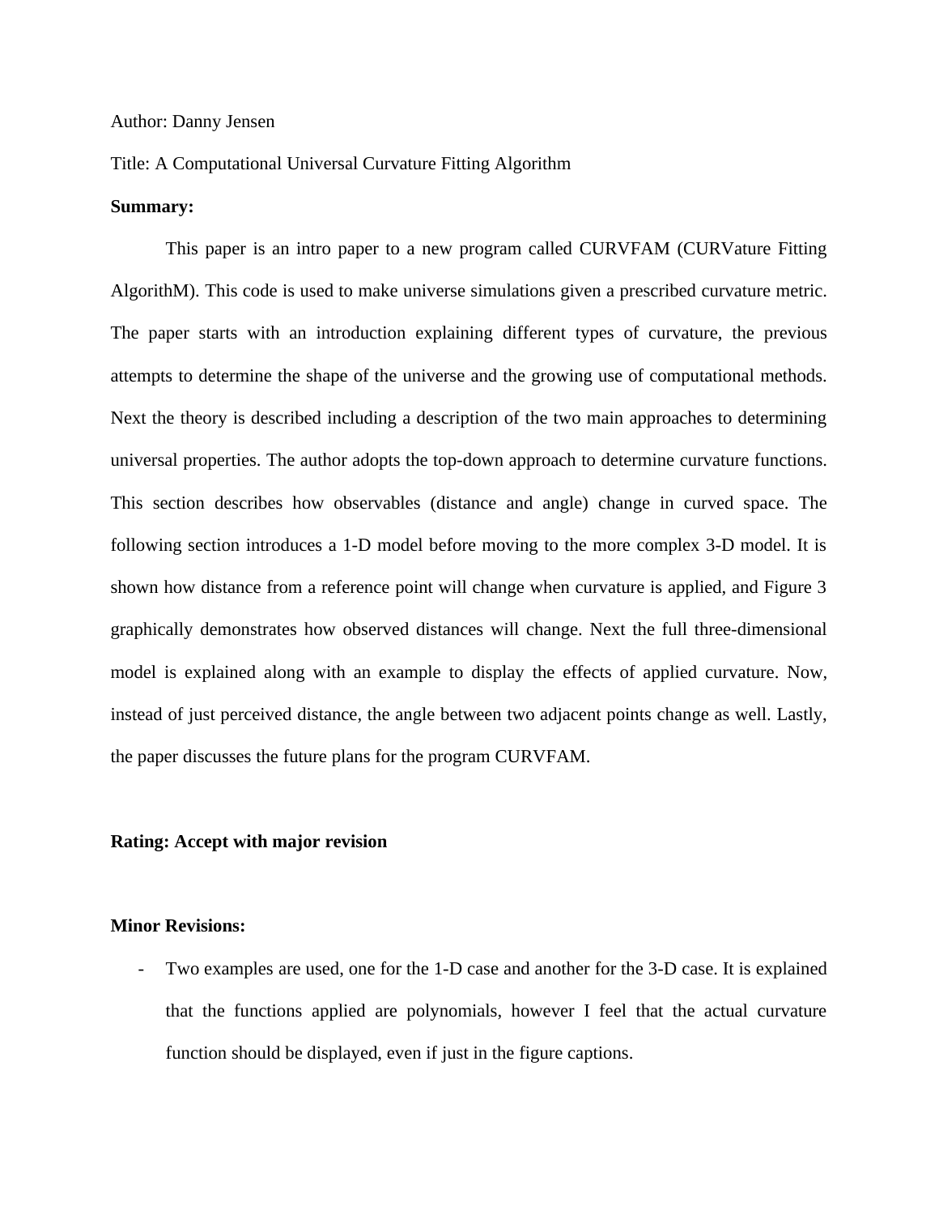Author: Danny Jensen

Title: A Computational Universal Curvature Fitting Algorithm

**Summary:**

This paper is an intro paper to a new program called CURVFAM (CURVature Fitting AlgorithM). This code is used to make universe simulations given a prescribed curvature metric. The paper starts with an introduction explaining different types of curvature, the previous attempts to determine the shape of the universe and the growing use of computational methods. Next the theory is described including a description of the two main approaches to determining universal properties. The author adopts the top-down approach to determine curvature functions. This section describes how observables (distance and angle) change in curved space. The following section introduces a 1-D model before moving to the more complex 3-D model. It is shown how distance from a reference point will change when curvature is applied, and Figure 3 graphically demonstrates how observed distances will change. Next the full three-dimensional model is explained along with an example to display the effects of applied curvature. Now, instead of just perceived distance, the angle between two adjacent points change as well. Lastly, the paper discusses the future plans for the program CURVFAM.

**Rating: Accept with major revision**

**Minor Revisions:**

- Two examples are used, one for the 1-D case and another for the 3-D case. It is explained that the functions applied are polynomials, however I feel that the actual curvature function should be displayed, even if just in the figure captions.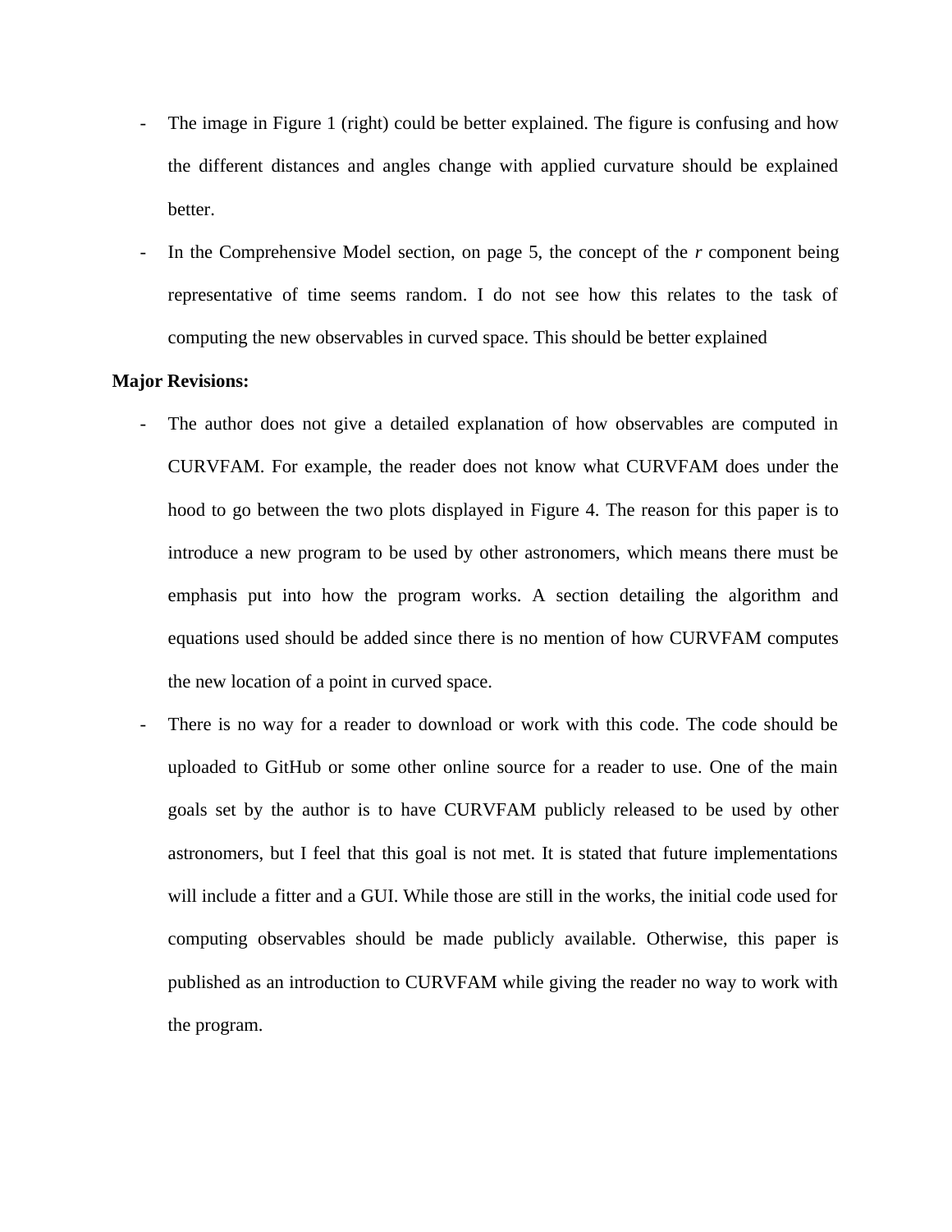- The image in Figure 1 (right) could be better explained. The figure is confusing and how the different distances and angles change with applied curvature should be explained better.
- In the Comprehensive Model section, on page 5, the concept of the *r* component being representative of time seems random. I do not see how this relates to the task of computing the new observables in curved space. This should be better explained

**Major Revisions:**

- The author does not give a detailed explanation of how observables are computed in CURVFAM. For example, the reader does not know what CURVFAM does under the hood to go between the two plots displayed in Figure 4. The reason for this paper is to introduce a new program to be used by other astronomers, which means there must be emphasis put into how the program works. A section detailing the algorithm and equations used should be added since there is no mention of how CURVFAM computes the new location of a point in curved space.
- There is no way for a reader to download or work with this code. The code should be uploaded to GitHub or some other online source for a reader to use. One of the main goals set by the author is to have CURVFAM publicly released to be used by other astronomers, but I feel that this goal is not met. It is stated that future implementations will include a fitter and a GUI. While those are still in the works, the initial code used for computing observables should be made publicly available. Otherwise, this paper is published as an introduction to CURVFAM while giving the reader no way to work with the program.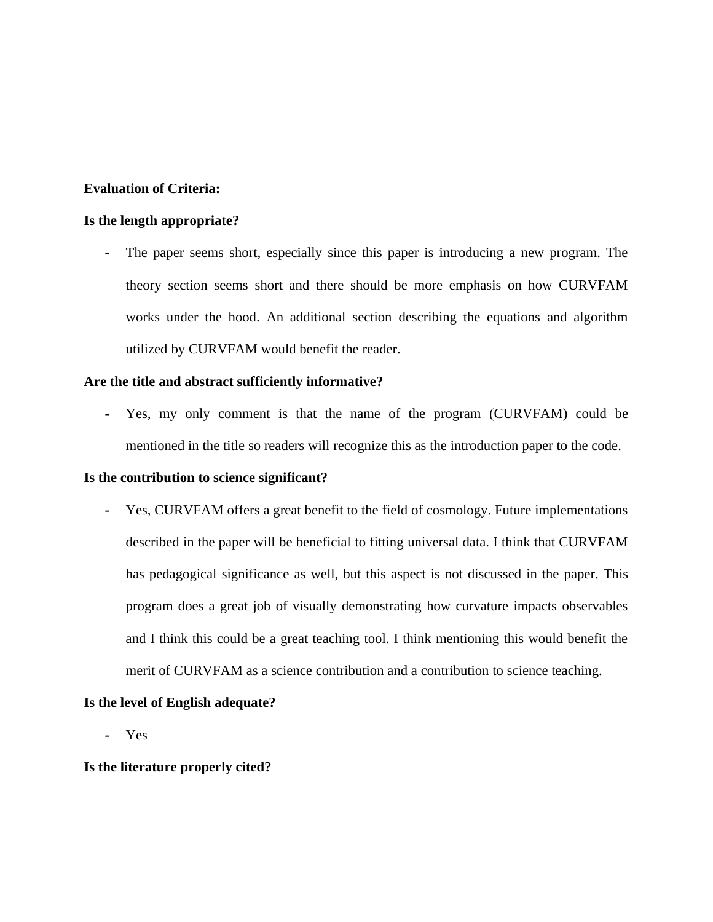**Evaluation of Criteria:**

**Is the length appropriate?**

- The paper seems short, especially since this paper is introducing a new program. The theory section seems short and there should be more emphasis on how CURVFAM works under the hood. An additional section describing the equations and algorithm utilized by CURVFAM would benefit the reader.

**Are the title and abstract sufficiently informative?**

- Yes, my only comment is that the name of the program (CURVFAM) could be mentioned in the title so readers will recognize this as the introduction paper to the code.

**Is the contribution to science significant?**

- Yes, CURVFAM offers a great benefit to the field of cosmology. Future implementations described in the paper will be beneficial to fitting universal data. I think that CURVFAM has pedagogical significance as well, but this aspect is not discussed in the paper. This program does a great job of visually demonstrating how curvature impacts observables and I think this could be a great teaching tool. I think mentioning this would benefit the merit of CURVFAM as a science contribution and a contribution to science teaching.

**Is the level of English adequate?**

- Yes

**Is the literature properly cited?**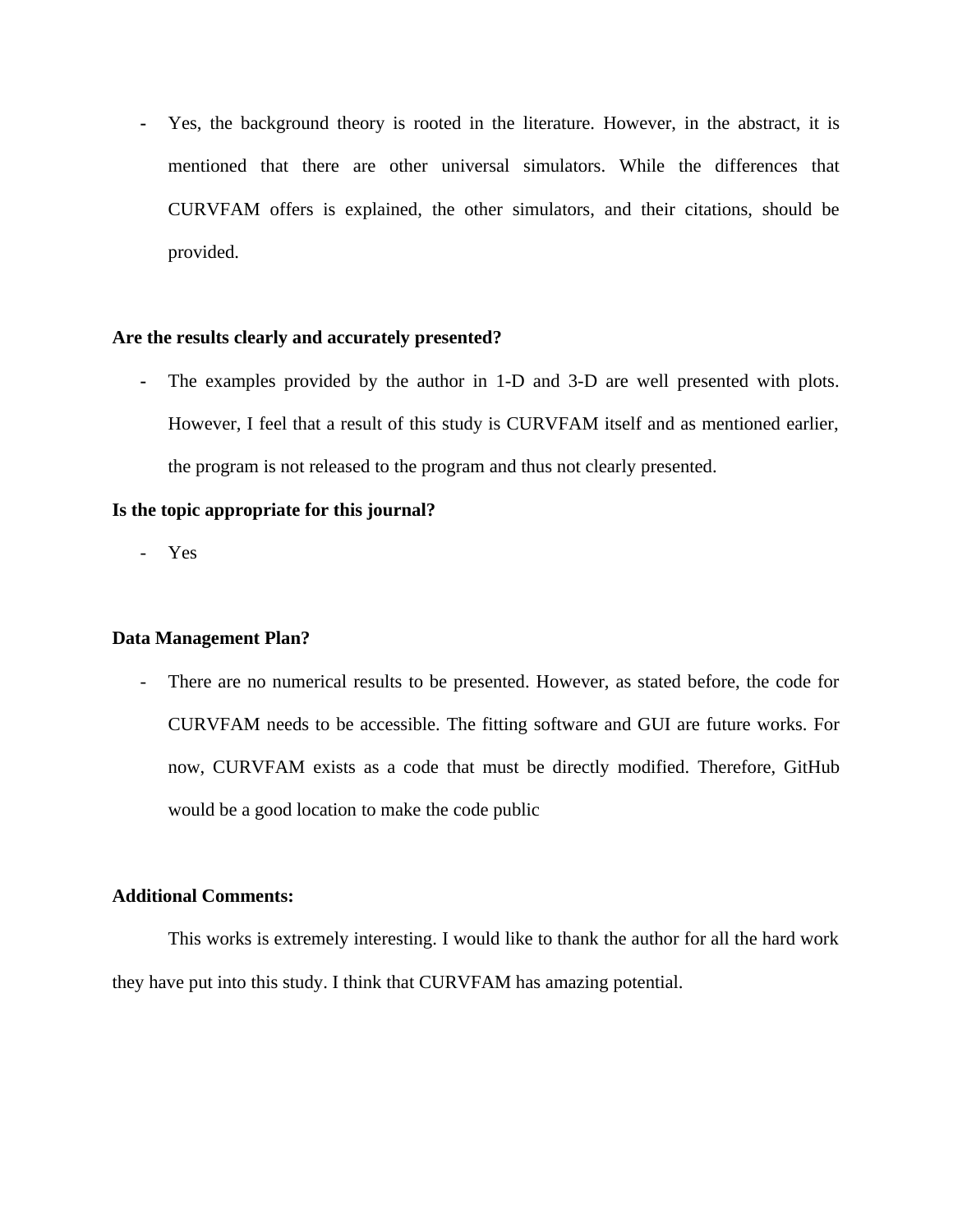- Yes, the background theory is rooted in the literature. However, in the abstract, it is mentioned that there are other universal simulators. While the differences that CURVFAM offers is explained, the other simulators, and their citations, should be provided.

**Are the results clearly and accurately presented?**

- The examples provided by the author in 1-D and 3-D are well presented with plots. However, I feel that a result of this study is CURVFAM itself and as mentioned earlier, the program is not released to the program and thus not clearly presented.

**Is the topic appropriate for this journal?**

- Yes

**Data Management Plan?**

- There are no numerical results to be presented. However, as stated before, the code for CURVFAM needs to be accessible. The fitting software and GUI are future works. For now, CURVFAM exists as a code that must be directly modified. Therefore, GitHub would be a good location to make the code public

**Additional Comments:**

This works is extremely interesting. I would like to thank the author for all the hard work they have put into this study. I think that CURVFAM has amazing potential.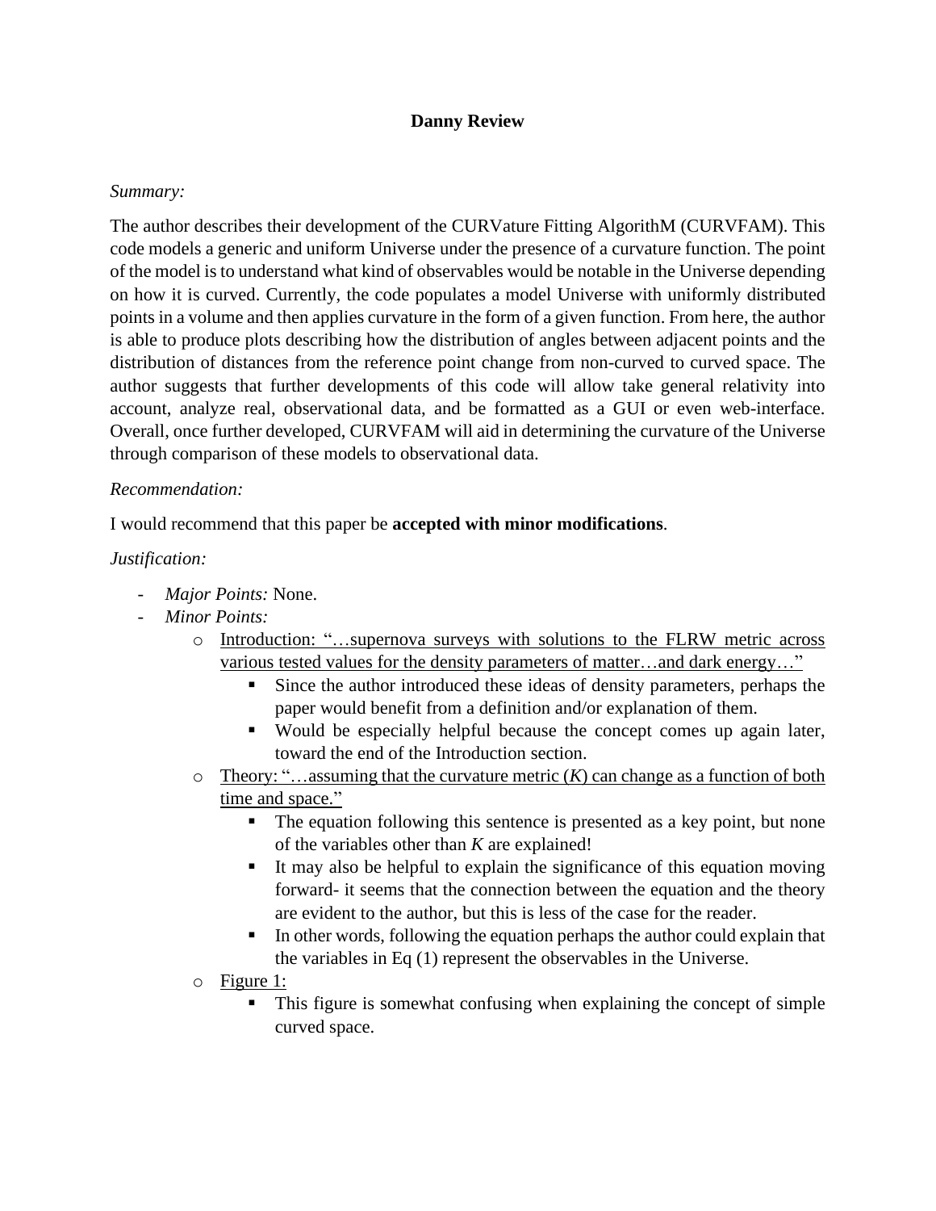**Danny Review**

*Summary:*

The author describes their development of the CURVature Fitting AlgorithM (CURVFAM). This code models a generic and uniform Universe under the presence of a curvature function. The point of the model is to understand what kind of observables would be notable in the Universe depending on how it is curved. Currently, the code populates a model Universe with uniformly distributed points in a volume and then applies curvature in the form of a given function. From here, the author is able to produce plots describing how the distribution of angles between adjacent points and the distribution of distances from the reference point change from non-curved to curved space. The author suggests that further developments of this code will allow take general relativity into account, analyze real, observational data, and be formatted as a GUI or even web-interface. Overall, once further developed, CURVFAM will aid in determining the curvature of the Universe through comparison of these models to observational data.

*Recommendation:*

I would recommend that this paper be **accepted with minor modifications**.

*Justification:*

- *Major Points:* None.
- *Minor Points:*
  - Introduction: "…supernova surveys with solutions to the FLRW metric across various tested values for the density parameters of matter…and dark energy…"
    - Since the author introduced these ideas of density parameters, perhaps the paper would benefit from a definition and/or explanation of them.
    - Would be especially helpful because the concept comes up again later, toward the end of the Introduction section.
  - Theory: "…assuming that the curvature metric ($K$) can change as a function of both time and space."
    - The equation following this sentence is presented as a key point, but none of the variables other than $K$ are explained!
    - It may also be helpful to explain the significance of this equation moving forward- it seems that the connection between the equation and the theory are evident to the author, but this is less of the case for the reader.
    - In other words, following the equation perhaps the author could explain that the variables in Eq (1) represent the observables in the Universe.
  - Figure 1:
    - This figure is somewhat confusing when explaining the concept of simple curved space.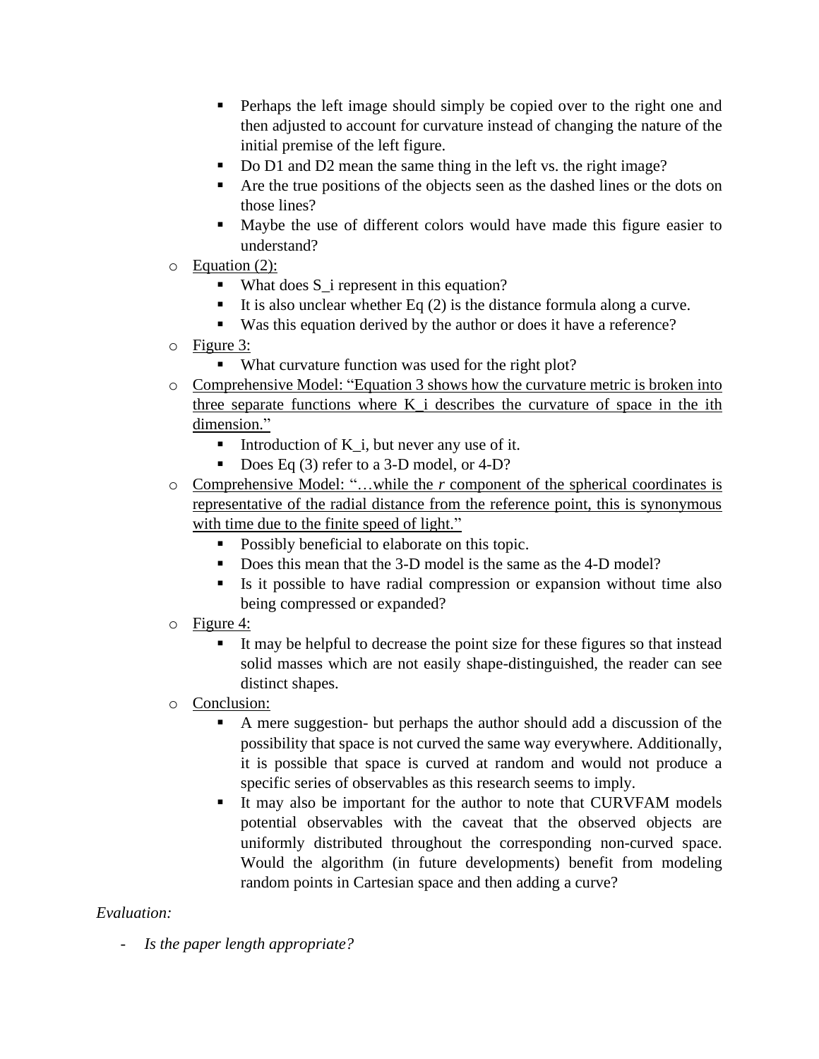- Perhaps the left image should simply be copied over to the right one and then adjusted to account for curvature instead of changing the nature of the initial premise of the left figure.
        - Do D1 and D2 mean the same thing in the left vs. the right image?
        - Are the true positions of the objects seen as the dashed lines or the dots on those lines?
        - Maybe the use of different colors would have made this figure easier to understand?
    - <u>Equation (2):</u>
        - What does $S_i$ represent in this equation?
        - It is also unclear whether Eq (2) is the distance formula along a curve.
        - Was this equation derived by the author or does it have a reference?
    - <u>Figure 3:</u>
        - What curvature function was used for the right plot?
    - <u>Comprehensive Model: "Equation 3 shows how the curvature metric is broken into three separate functions where $K_i$ describes the curvature of space in the ith dimension."</u>
        - Introduction of $K_i$, but never any use of it.
        - Does Eq (3) refer to a 3-D model, or 4-D?
    - <u>Comprehensive Model: "…while the *r* component of the spherical coordinates is representative of the radial distance from the reference point, this is synonymous with time due to the finite speed of light."</u>
        - Possibly beneficial to elaborate on this topic.
        - Does this mean that the 3-D model is the same as the 4-D model?
        - Is it possible to have radial compression or expansion without time also being compressed or expanded?
    - <u>Figure 4:</u>
        - It may be helpful to decrease the point size for these figures so that instead solid masses which are not easily shape-distinguished, the reader can see distinct shapes.
    - <u>Conclusion:</u>
        - A mere suggestion- but perhaps the author should add a discussion of the possibility that space is not curved the same way everywhere. Additionally, it is possible that space is curved at random and would not produce a specific series of observables as this research seems to imply.
        - It may also be important for the author to note that CURVFAM models potential observables with the caveat that the observed objects are uniformly distributed throughout the corresponding non-curved space. Would the algorithm (in future developments) benefit from modeling random points in Cartesian space and then adding a curve?

*Evaluation:*

- *Is the paper length appropriate?*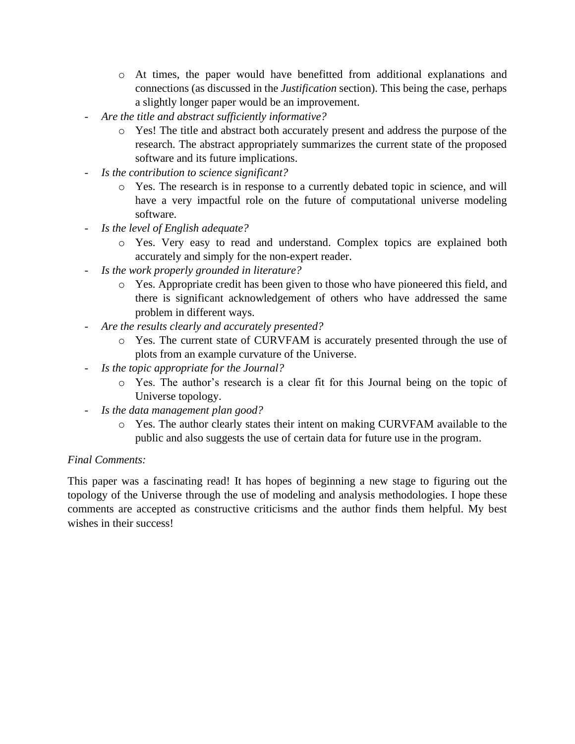- At times, the paper would have benefitted from additional explanations and connections (as discussed in the *Justification* section). This being the case, perhaps a slightly longer paper would be an improvement.
- *Are the title and abstract sufficiently informative?*
    - Yes! The title and abstract both accurately present and address the purpose of the research. The abstract appropriately summarizes the current state of the proposed software and its future implications.
- *Is the contribution to science significant?*
    - Yes. The research is in response to a currently debated topic in science, and will have a very impactful role on the future of computational universe modeling software.
- *Is the level of English adequate?*
    - Yes. Very easy to read and understand. Complex topics are explained both accurately and simply for the non-expert reader.
- *Is the work properly grounded in literature?*
    - Yes. Appropriate credit has been given to those who have pioneered this field, and there is significant acknowledgement of others who have addressed the same problem in different ways.
- *Are the results clearly and accurately presented?*
    - Yes. The current state of CURVFAM is accurately presented through the use of plots from an example curvature of the Universe.
- *Is the topic appropriate for the Journal?*
    - Yes. The author's research is a clear fit for this Journal being on the topic of Universe topology.
- *Is the data management plan good?*
    - Yes. The author clearly states their intent on making CURVFAM available to the public and also suggests the use of certain data for future use in the program.

*Final Comments:*

This paper was a fascinating read! It has hopes of beginning a new stage to figuring out the topology of the Universe through the use of modeling and analysis methodologies. I hope these comments are accepted as constructive criticisms and the author finds them helpful. My best wishes in their success!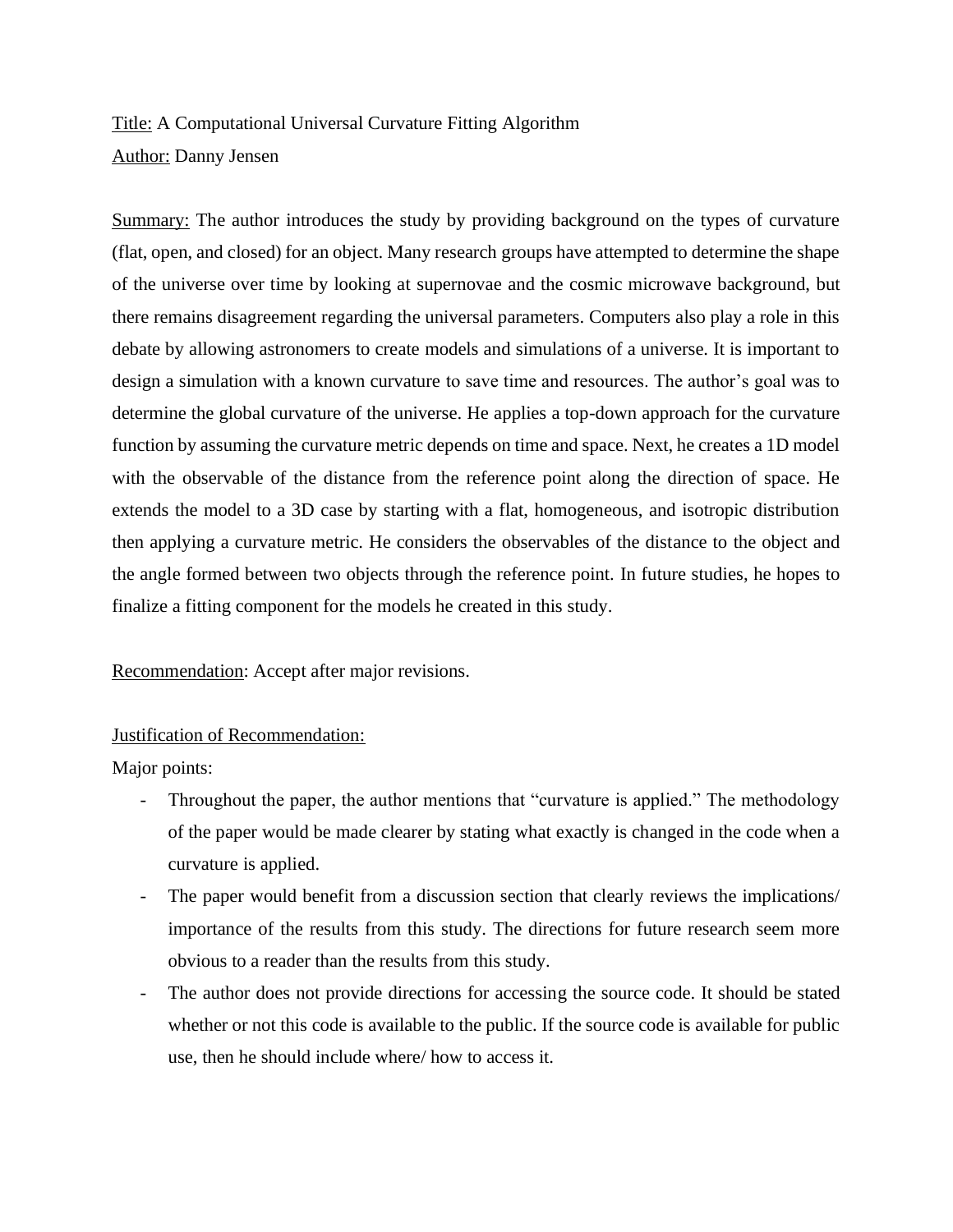<u>Title:</u> A Computational Universal Curvature Fitting Algorithm

<u>Author:</u> Danny Jensen

<u>Summary:</u> The author introduces the study by providing background on the types of curvature (flat, open, and closed) for an object. Many research groups have attempted to determine the shape of the universe over time by looking at supernovae and the cosmic microwave background, but there remains disagreement regarding the universal parameters. Computers also play a role in this debate by allowing astronomers to create models and simulations of a universe. It is important to design a simulation with a known curvature to save time and resources. The author's goal was to determine the global curvature of the universe. He applies a top-down approach for the curvature function by assuming the curvature metric depends on time and space. Next, he creates a 1D model with the observable of the distance from the reference point along the direction of space. He extends the model to a 3D case by starting with a flat, homogeneous, and isotropic distribution then applying a curvature metric. He considers the observables of the distance to the object and the angle formed between two objects through the reference point. In future studies, he hopes to finalize a fitting component for the models he created in this study.

<u>Recommendation</u>: Accept after major revisions.

<u>Justification of Recommendation:</u>

Major points:

- Throughout the paper, the author mentions that "curvature is applied." The methodology of the paper would be made clearer by stating what exactly is changed in the code when a curvature is applied.
- The paper would benefit from a discussion section that clearly reviews the implications/ importance of the results from this study. The directions for future research seem more obvious to a reader than the results from this study.
- The author does not provide directions for accessing the source code. It should be stated whether or not this code is available to the public. If the source code is available for public use, then he should include where/ how to access it.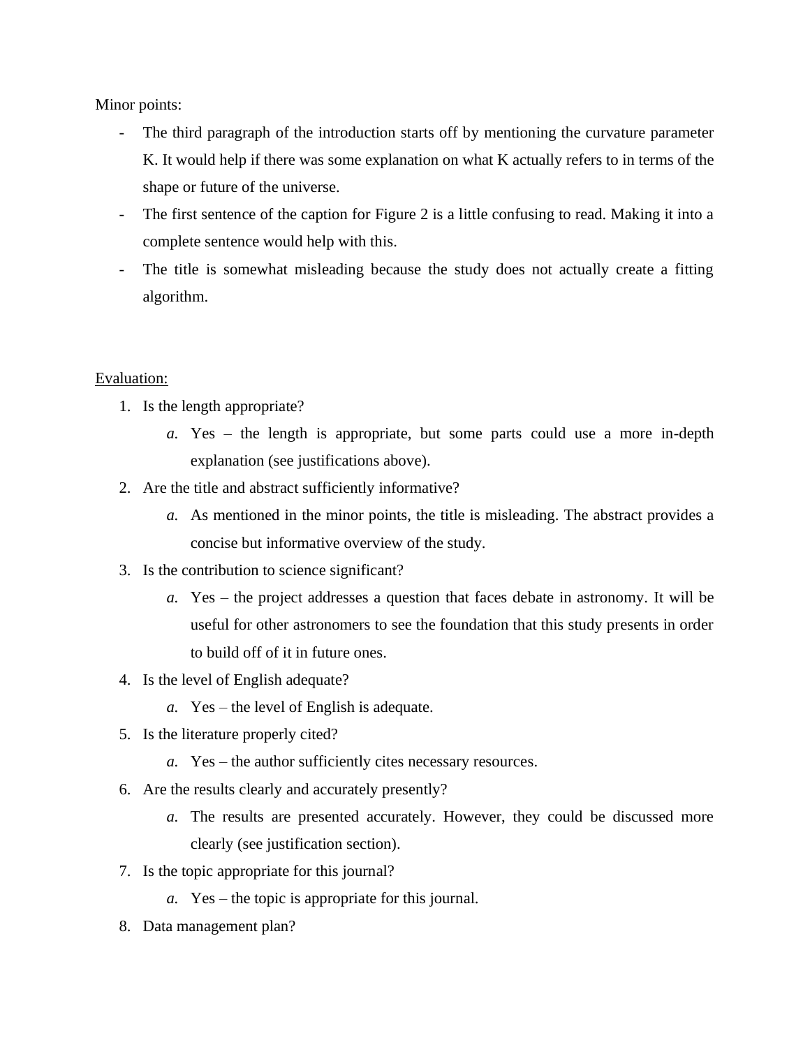Minor points:

- The third paragraph of the introduction starts off by mentioning the curvature parameter K. It would help if there was some explanation on what K actually refers to in terms of the shape or future of the universe.
- The first sentence of the caption for Figure 2 is a little confusing to read. Making it into a complete sentence would help with this.
- The title is somewhat misleading because the study does not actually create a fitting algorithm.

<u>Evaluation:</u>

1. Is the length appropriate?
   *a.* Yes – the length is appropriate, but some parts could use a more in-depth explanation (see justifications above).
2. Are the title and abstract sufficiently informative?
   *a.* As mentioned in the minor points, the title is misleading. The abstract provides a concise but informative overview of the study.
3. Is the contribution to science significant?
   *a.* Yes – the project addresses a question that faces debate in astronomy. It will be useful for other astronomers to see the foundation that this study presents in order to build off of it in future ones.
4. Is the level of English adequate?
   *a.* Yes – the level of English is adequate.
5. Is the literature properly cited?
   *a.* Yes – the author sufficiently cites necessary resources.
6. Are the results clearly and accurately presently?
   *a.* The results are presented accurately. However, they could be discussed more clearly (see justification section).
7. Is the topic appropriate for this journal?
   *a.* Yes – the topic is appropriate for this journal.
8. Data management plan?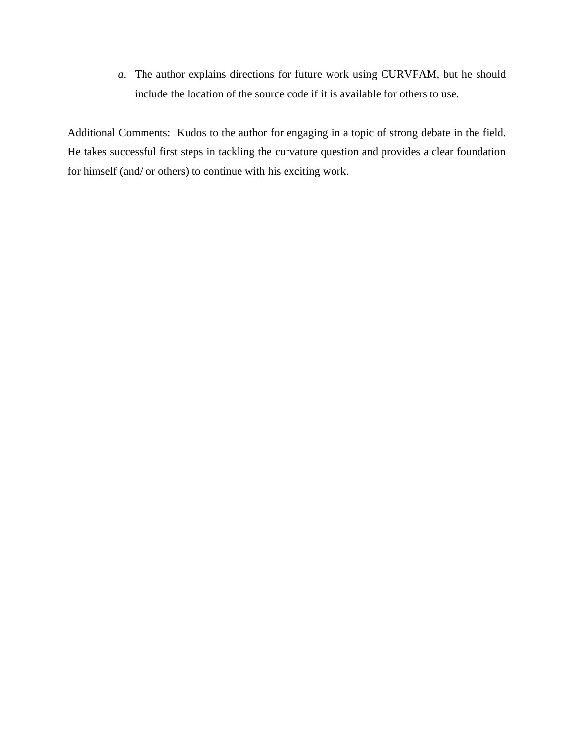*a.* The author explains directions for future work using CURVFAM, but he should include the location of the source code if it is available for others to use.

<u>Additional Comments:</u> Kudos to the author for engaging in a topic of strong debate in the field. He takes successful first steps in tackling the curvature question and provides a clear foundation for himself (and/ or others) to continue with his exciting work.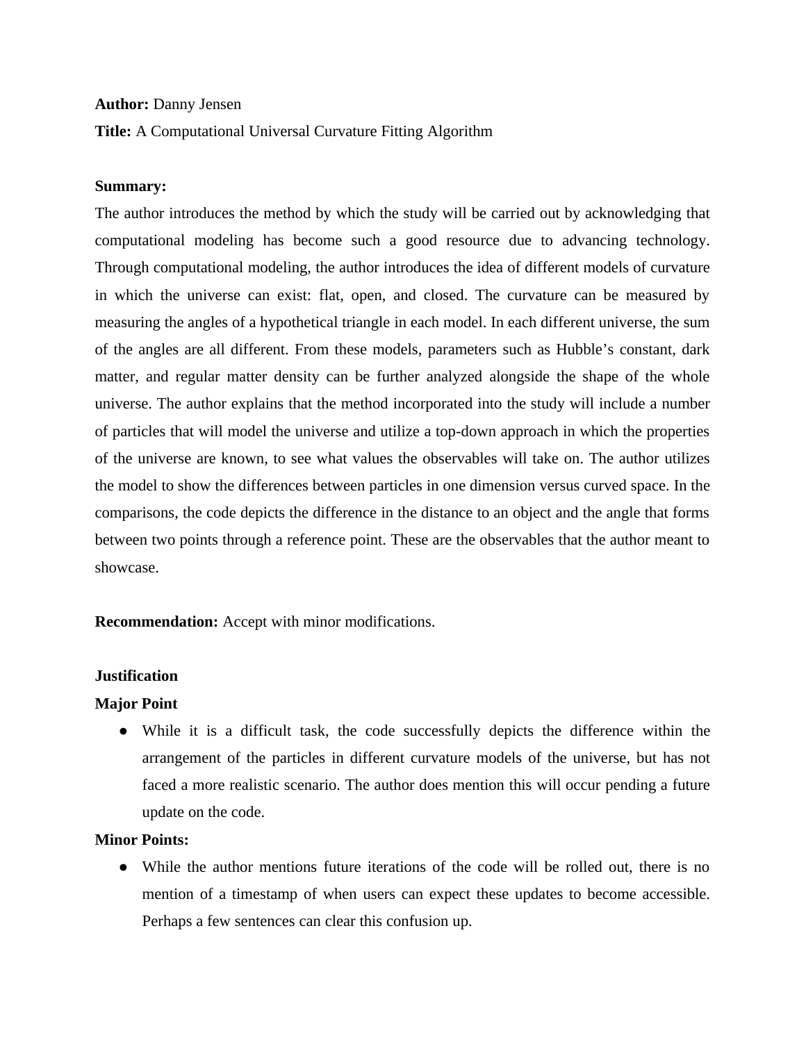**Author:** Danny Jensen

**Title:** A Computational Universal Curvature Fitting Algorithm

**Summary:**

The author introduces the method by which the study will be carried out by acknowledging that computational modeling has become such a good resource due to advancing technology. Through computational modeling, the author introduces the idea of different models of curvature in which the universe can exist: flat, open, and closed. The curvature can be measured by measuring the angles of a hypothetical triangle in each model. In each different universe, the sum of the angles are all different. From these models, parameters such as Hubble's constant, dark matter, and regular matter density can be further analyzed alongside the shape of the whole universe. The author explains that the method incorporated into the study will include a number of particles that will model the universe and utilize a top-down approach in which the properties of the universe are known, to see what values the observables will take on. The author utilizes the model to show the differences between particles in one dimension versus curved space. In the comparisons, the code depicts the difference in the distance to an object and the angle that forms between two points through a reference point. These are the observables that the author meant to showcase.

**Recommendation:** Accept with minor modifications.

**Justification**

**Major Point**

- While it is a difficult task, the code successfully depicts the difference within the arrangement of the particles in different curvature models of the universe, but has not faced a more realistic scenario. The author does mention this will occur pending a future update on the code.

**Minor Points:**

- While the author mentions future iterations of the code will be rolled out, there is no mention of a timestamp of when users can expect these updates to become accessible. Perhaps a few sentences can clear this confusion up.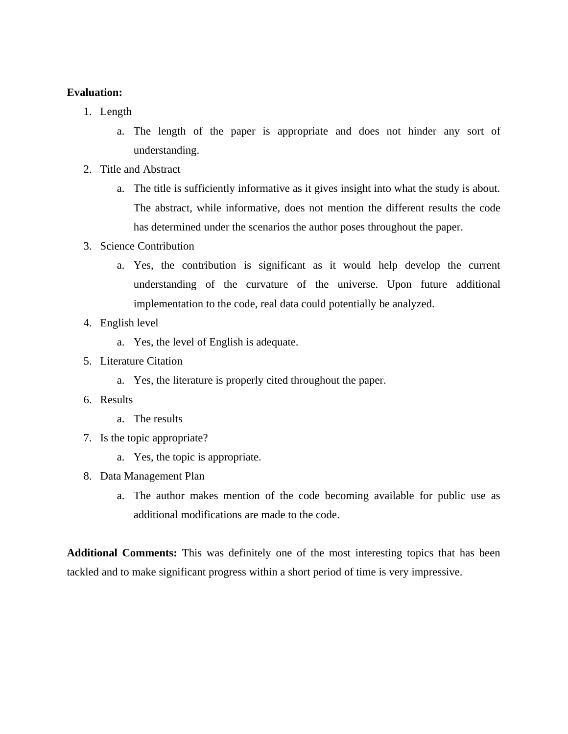**Evaluation:**

1. Length
    a. The length of the paper is appropriate and does not hinder any sort of understanding.
2. Title and Abstract
    a. The title is sufficiently informative as it gives insight into what the study is about. The abstract, while informative, does not mention the different results the code has determined under the scenarios the author poses throughout the paper.
3. Science Contribution
    a. Yes, the contribution is significant as it would help develop the current understanding of the curvature of the universe. Upon future additional implementation to the code, real data could potentially be analyzed.
4. English level
    a. Yes, the level of English is adequate.
5. Literature Citation
    a. Yes, the literature is properly cited throughout the paper.
6. Results
    a. The results
7. Is the topic appropriate?
    a. Yes, the topic is appropriate.
8. Data Management Plan
    a. The author makes mention of the code becoming available for public use as additional modifications are made to the code.

**Additional Comments:** This was definitely one of the most interesting topics that has been tackled and to make significant progress within a short period of time is very impressive.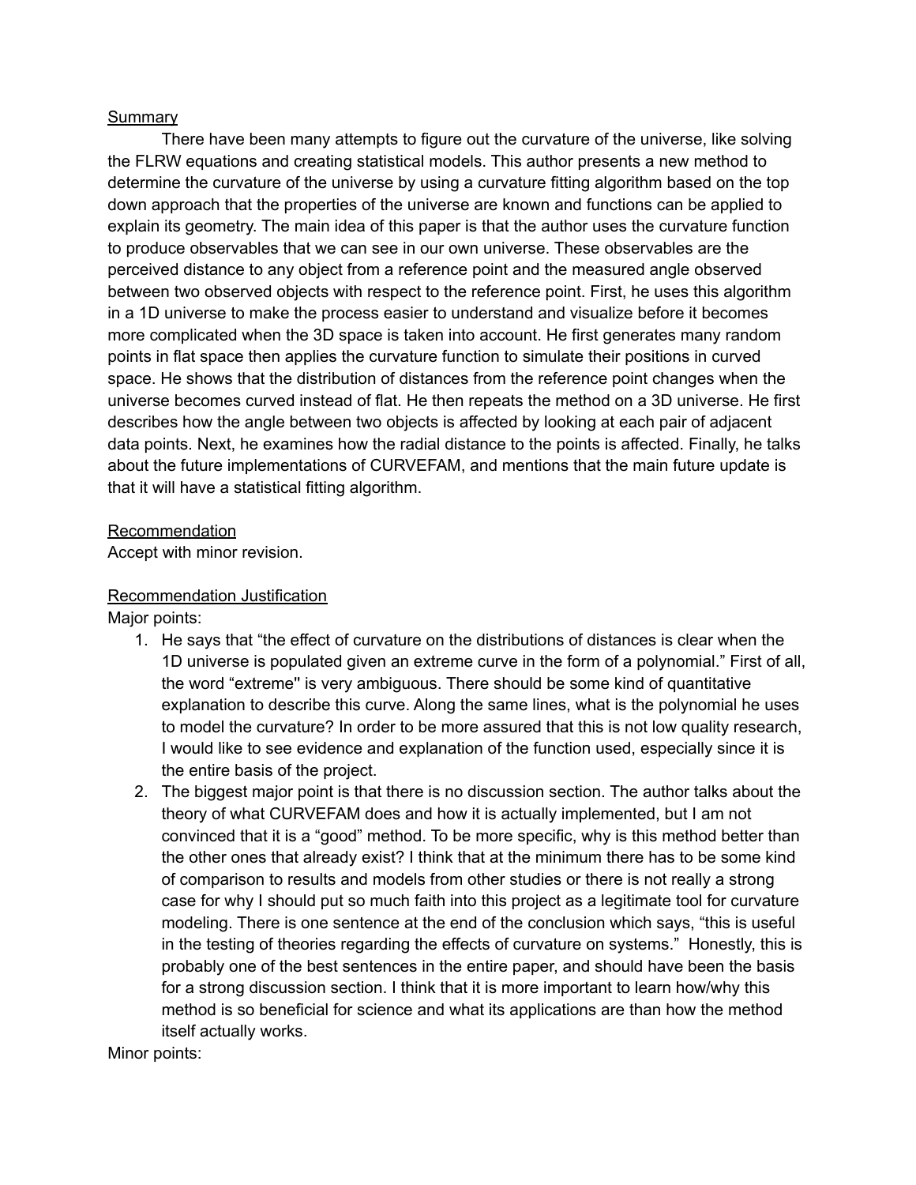Summary

There have been many attempts to figure out the curvature of the universe, like solving the FLRW equations and creating statistical models. This author presents a new method to determine the curvature of the universe by using a curvature fitting algorithm based on the top down approach that the properties of the universe are known and functions can be applied to explain its geometry. The main idea of this paper is that the author uses the curvature function to produce observables that we can see in our own universe. These observables are the perceived distance to any object from a reference point and the measured angle observed between two observed objects with respect to the reference point. First, he uses this algorithm in a 1D universe to make the process easier to understand and visualize before it becomes more complicated when the 3D space is taken into account. He first generates many random points in flat space then applies the curvature function to simulate their positions in curved space. He shows that the distribution of distances from the reference point changes when the universe becomes curved instead of flat. He then repeats the method on a 3D universe. He first describes how the angle between two objects is affected by looking at each pair of adjacent data points. Next, he examines how the radial distance to the points is affected. Finally, he talks about the future implementations of CURVEFAM, and mentions that the main future update is that it will have a statistical fitting algorithm.

Recommendation

Accept with minor revision.

Recommendation Justification

Major points:

1. He says that "the effect of curvature on the distributions of distances is clear when the 1D universe is populated given an extreme curve in the form of a polynomial." First of all, the word "extreme" is very ambiguous. There should be some kind of quantitative explanation to describe this curve. Along the same lines, what is the polynomial he uses to model the curvature? In order to be more assured that this is not low quality research, I would like to see evidence and explanation of the function used, especially since it is the entire basis of the project.
2. The biggest major point is that there is no discussion section. The author talks about the theory of what CURVEFAM does and how it is actually implemented, but I am not convinced that it is a "good" method. To be more specific, why is this method better than the other ones that already exist? I think that at the minimum there has to be some kind of comparison to results and models from other studies or there is not really a strong case for why I should put so much faith into this project as a legitimate tool for curvature modeling. There is one sentence at the end of the conclusion which says, "this is useful in the testing of theories regarding the effects of curvature on systems." Honestly, this is probably one of the best sentences in the entire paper, and should have been the basis for a strong discussion section. I think that it is more important to learn how/why this method is so beneficial for science and what its applications are than how the method itself actually works.

Minor points: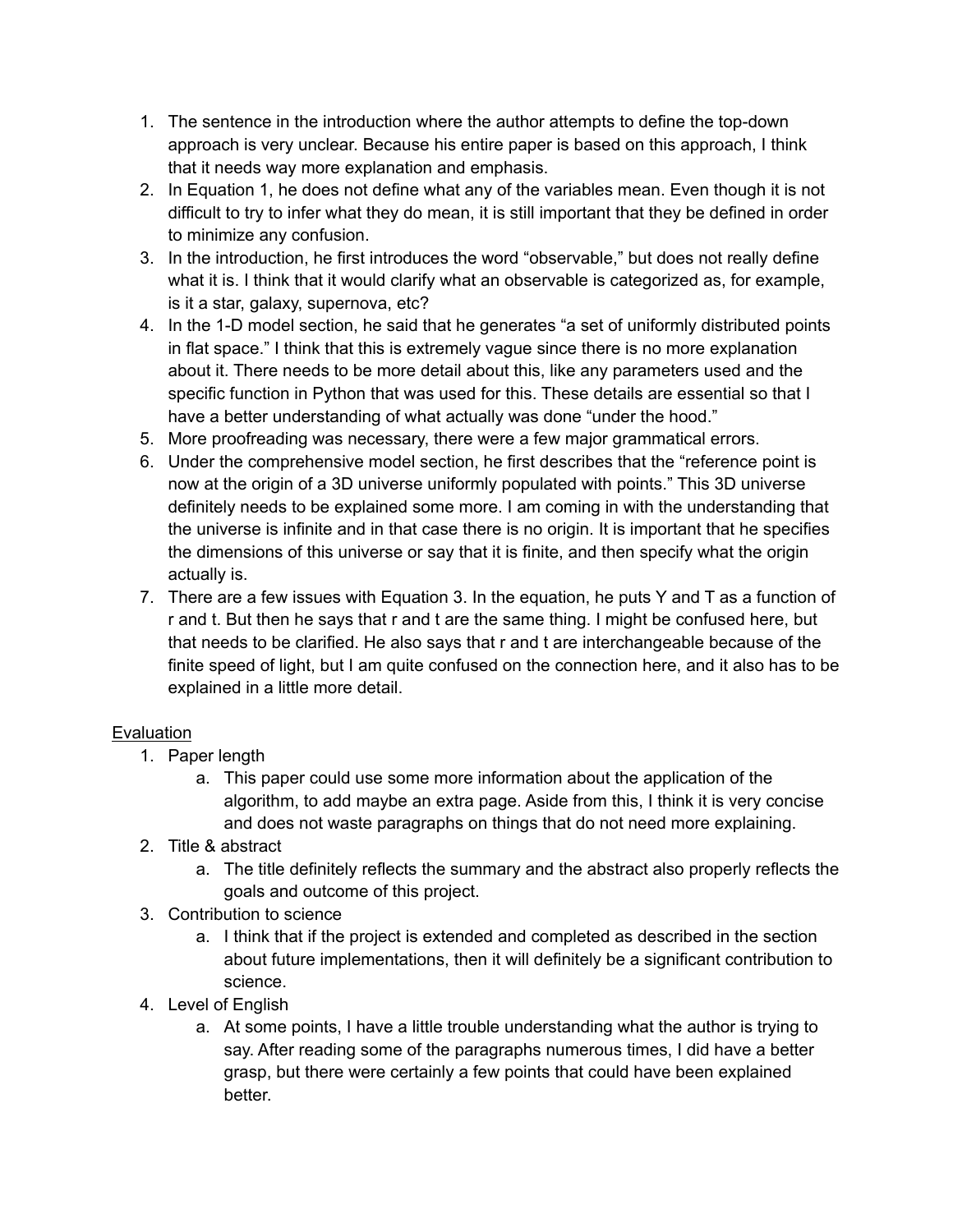1. The sentence in the introduction where the author attempts to define the top-down approach is very unclear. Because his entire paper is based on this approach, I think that it needs way more explanation and emphasis.
2. In Equation 1, he does not define what any of the variables mean. Even though it is not difficult to try to infer what they do mean, it is still important that they be defined in order to minimize any confusion.
3. In the introduction, he first introduces the word "observable," but does not really define what it is. I think that it would clarify what an observable is categorized as, for example, is it a star, galaxy, supernova, etc?
4. In the 1-D model section, he said that he generates "a set of uniformly distributed points in flat space." I think that this is extremely vague since there is no more explanation about it. There needs to be more detail about this, like any parameters used and the specific function in Python that was used for this. These details are essential so that I have a better understanding of what actually was done "under the hood."
5. More proofreading was necessary, there were a few major grammatical errors.
6. Under the comprehensive model section, he first describes that the "reference point is now at the origin of a 3D universe uniformly populated with points." This 3D universe definitely needs to be explained some more. I am coming in with the understanding that the universe is infinite and in that case there is no origin. It is important that he specifies the dimensions of this universe or say that it is finite, and then specify what the origin actually is.
7. There are a few issues with Equation 3. In the equation, he puts Y and T as a function of r and t. But then he says that r and t are the same thing. I might be confused here, but that needs to be clarified. He also says that r and t are interchangeable because of the finite speed of light, but I am quite confused on the connection here, and it also has to be explained in a little more detail.

Evaluation

1. Paper length
    a. This paper could use some more information about the application of the algorithm, to add maybe an extra page. Aside from this, I think it is very concise and does not waste paragraphs on things that do not need more explaining.
2. Title & abstract
    a. The title definitely reflects the summary and the abstract also properly reflects the goals and outcome of this project.
3. Contribution to science
    a. I think that if the project is extended and completed as described in the section about future implementations, then it will definitely be a significant contribution to science.
4. Level of English
    a. At some points, I have a little trouble understanding what the author is trying to say. After reading some of the paragraphs numerous times, I did have a better grasp, but there were certainly a few points that could have been explained better.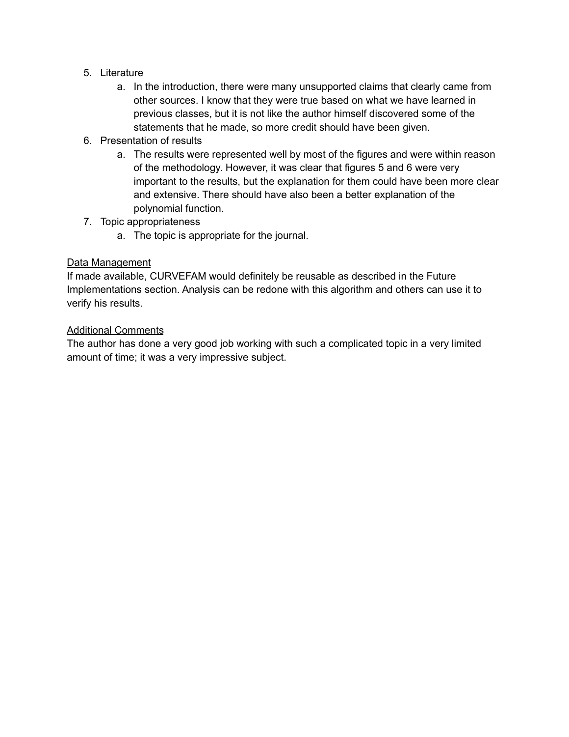5. Literature
    a. In the introduction, there were many unsupported claims that clearly came from other sources. I know that they were true based on what we have learned in previous classes, but it is not like the author himself discovered some of the statements that he made, so more credit should have been given.
6. Presentation of results
    a. The results were represented well by most of the figures and were within reason of the methodology. However, it was clear that figures 5 and 6 were very important to the results, but the explanation for them could have been more clear and extensive. There should have also been a better explanation of the polynomial function.
7. Topic appropriateness
    a. The topic is appropriate for the journal.

<u>Data Management</u>

If made available, CURVEFAM would definitely be reusable as described in the Future Implementations section. Analysis can be redone with this algorithm and others can use it to verify his results.

<u>Additional Comments</u>

The author has done a very good job working with such a complicated topic in a very limited amount of time; it was a very impressive subject.